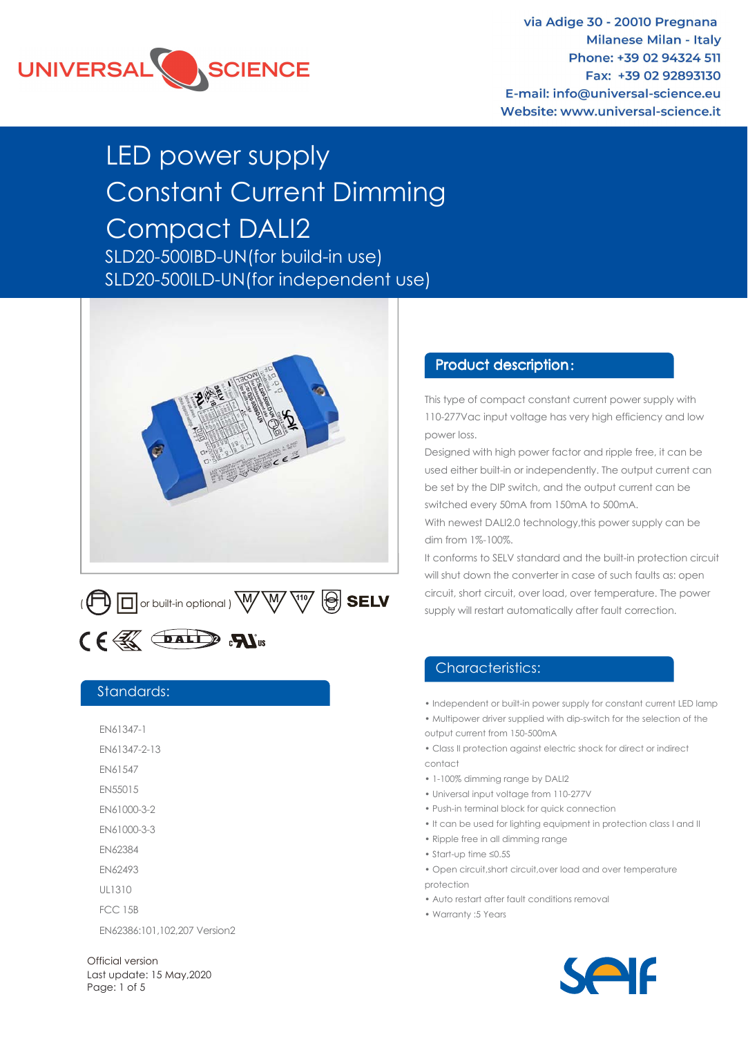via Adige 30 - 20010 Pregnana
Milanese Milan - Italy
Phone: +39 02 94324 511
Fax: +39 02 92893130
E-mail: info@universal-science.eu
Website: www.universal-science.it

# LED power supply
# Constant Current Dimming
# Compact DALI2

## SLD20-500IBD-UN(for build-in use)
## SLD20-500ILD-UN(for independent use)

( or built-in optional ) SELV

## Product description:

This type of compact constant current power supply with 110-277Vac input voltage has very high efficiency and low power loss.

Designed with high power factor and ripple free, it can be used either built-in or independently. The output current can be set by the DIP switch, and the output current can be switched every 50mA from 150mA to 500mA.

With newest DALI2.0 technology,this power supply can be dim from 1%-100%.

It conforms to SELV standard and the built-in protection circuit will shut down the converter in case of such faults as: open circuit, short circuit, over load, over temperature. The power supply will restart automatically after fault correction.

## Standards:

EN61347-1
EN61347-2-13
EN61547
EN55015
EN61000-3-2
EN61000-3-3
EN62384
EN62493
UL1310
FCC 15B
EN62386:101,102,207 Version2

## Characteristics:

- Independent or built-in power supply for constant current LED lamp
- Multipower driver supplied with dip-switch for the selection of the output current from 150-500mA
- Class II protection against electric shock for direct or indirect contact
- 1-100% dimming range by DALI2
- Universal input voltage from 110-277V
- Push-in terminal block for quick connection
- It can be used for lighting equipment in protection class I and II
- Ripple free in all dimming range
- Start-up time ≤0.5S
- Open circuit,short circuit,over load and over temperature protection
- Auto restart after fault conditions removal
- Warranty :5 Years

Official version
Last update: 15 May,2020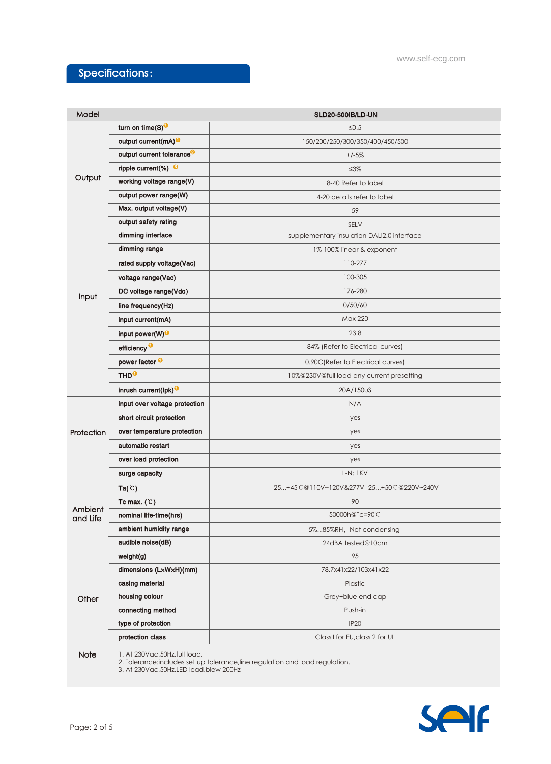## Specifications:

| Model | | SLD20-500IB/LD-UN |
|---|---|---|
| Output | turn on time(S)[1] | ≤0.5 |
| | output current(mA)[1] | 150/200/250/300/350/400/450/500 |
| | output current tolerance[2] | +/-5% |
| | ripple current(%) [3] | ≤3% |
| | working voltage range(V) | 8-40 Refer to label |
| | output power range(W) | 4-20 details refer to label |
| | Max. output voltage(V) | 59 |
| | output safety rating | SELV |
| | dimming interface | supplementary insulation DALI2.0 interface |
| | dimming range | 1%-100% linear & exponent |
| Input | rated supply voltage(Vac) | 110-277 |
| | voltage range(Vac) | 100-305 |
| | DC voltage range(Vdc) | 176-280 |
| | line frequency(Hz) | 0/50/60 |
| | input current(mA) | Max 220 |
| | input power(W)[1] | 23.8 |
| | efficiency[1] | 84% (Refer to Electrical curves) |
| | power factor [1] | 0.90C(Refer to Electrical curves) |
| | THD[1] | 10%@230V@full load any current presetting |
| | inrush current(Ipk)[1] | 20A/150uS |
| Protection | input over voltage protection | N/A |
| | short circuit protection | yes |
| | over temperature protection | yes |
| | automatic restart | yes |
| | over load protection | yes |
| | surge capacity | L-N: 1KV |
| Ambient and Life | Ta(℃) | -25...+45℃@110V~120V&277V -25...+50℃@220V~240V |
| | Tc max. (℃) | 90 |
| | nominal life-time(hrs) | 50000h@Tc=90℃ |
| | ambient humidity range | 5%...85%RH, Not condensing |
| | audible noise(dB) | 24dBA tested@10cm |
| Other | weight(g) | 95 |
| | dimensions (LxWxH)(mm) | 78.7x41x22/103x41x22 |
| | casing material | Plastic |
| | housing colour | Grey+blue end cap |
| | connecting method | Push-in |
| | type of protection | IP20 |
| | protection class | ClassII for EU,class 2 for UL |
| Note | 1. At 230Vac,50Hz,full load.<br>2. Tolerance:includes set up tolerance,line regulation and load regulation.<br>3. At 230Vac,50Hz,LED load,blew 200Hz | |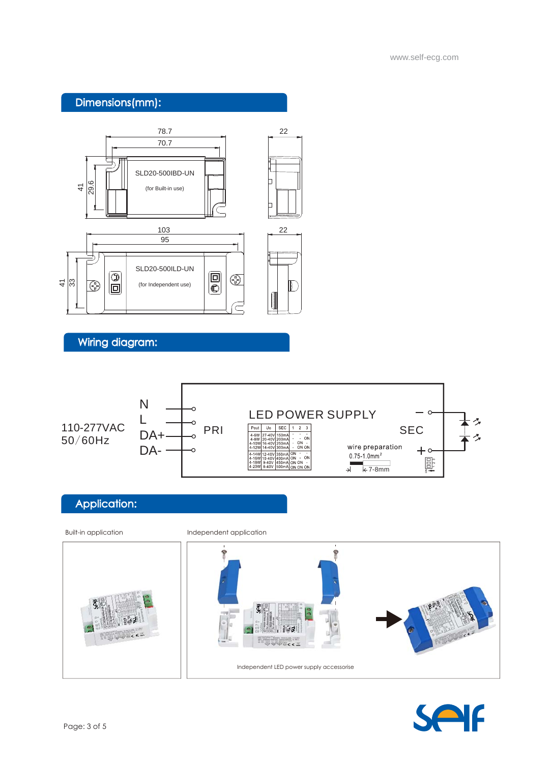## Dimensions(mm):

78.7
70.7
22
41
29.6
SLD20-500IBD-UN
(for Built-in use)

103
95
22
41
33
SLD20-500ILD-UN
(for Independent use)

## Wiring diagram:

110-277VAC
50/60Hz

N
L
DA+
DA-

PRI

LED POWER SUPPLY

| Pout | Uo | SEC | 1 | 2 | 3 |
|---|---|---|---|---|---|
| 4-6W | 27-40V | 150mA | - | - | - |
| 4-8W | 20-40V | 200mA | - | - | ON |
| 4-10W | 16-40V | 250mA | - | ON | - |
| 4-12W | 14-40V | 300mA | - | ON | ON |
| 4-14W | 12-40V | 350mA | ON | - | - |
| 4-16W | 10-40V | 400mA | ON | - | ON |
| 4-18W | 9-40V | 450mA | ON | ON | - |
| 4-20W | 8-40V | 500mA | ON | ON | ON |

SEC
wire preparation
0.75-1.0mm$^2$
7-8mm

## Application:

Built-in application

Independent application

Independent LED power supply accessorise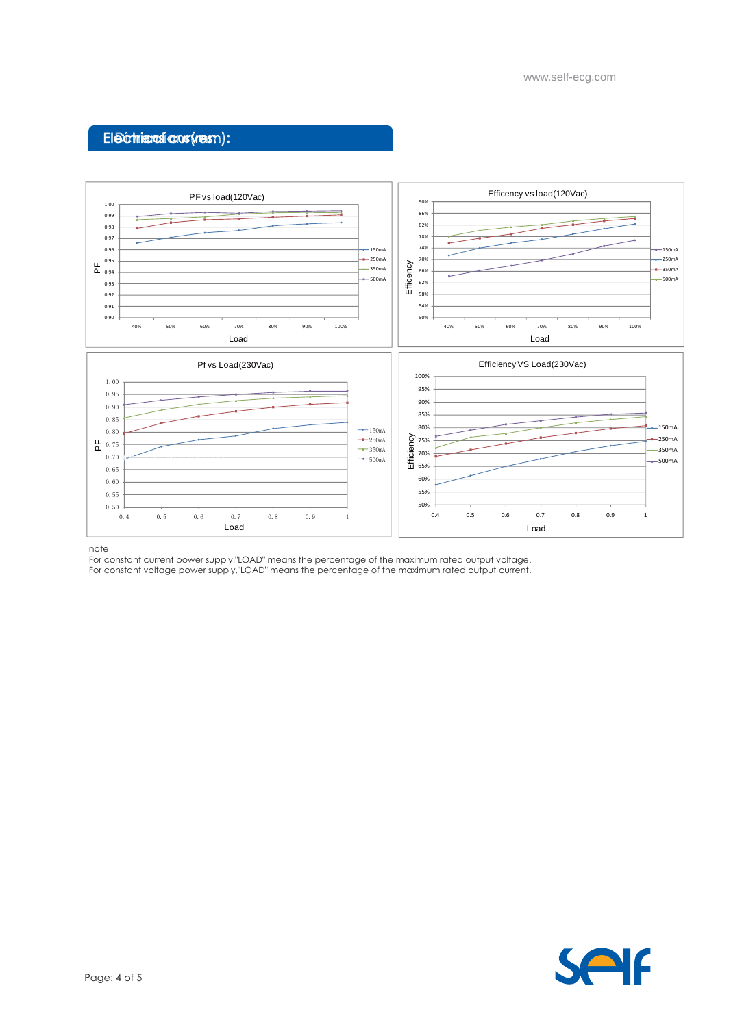## Electrical curves:

PF vs load(120Vac)

PF

1.00
0.99
0.98
0.97
0.96
0.95
0.94
0.93
0.92
0.91
0.90

40% 50% 60% 70% 80% 90% 100%

Load

150mA
250mA
350mA
500mA

Efficency vs load(120Vac)

Efficency

90%
86%
82%
78%
74%
70%
66%
62%
58%
54%
50%

40% 50% 60% 70% 80% 90% 100%

Load

150mA
250mA
350mA
500mA

Pf vs Load(230Vac)

PF

1.00
0.95
0.90
0.85
0.80
0.75
0.70
0.65
0.60
0.55
0.50

0.4 0.5 0.6 0.7 0.8 0.9 1

Load

150mA
250mA
350mA
500mA

Efficiency VS Load(230Vac)

Efficiency

100%
95%
90%
85%
80%
75%
70%
65%
60%
55%
50%

0.4 0.5 0.6 0.7 0.8 0.9 1

Load

150mA
250mA
350mA
500mA

note

For constant current power supply,"LOAD" means the percentage of the maximum rated output voltage.

For constant voltage power supply,"LOAD" means the percentage of the maximum rated output current.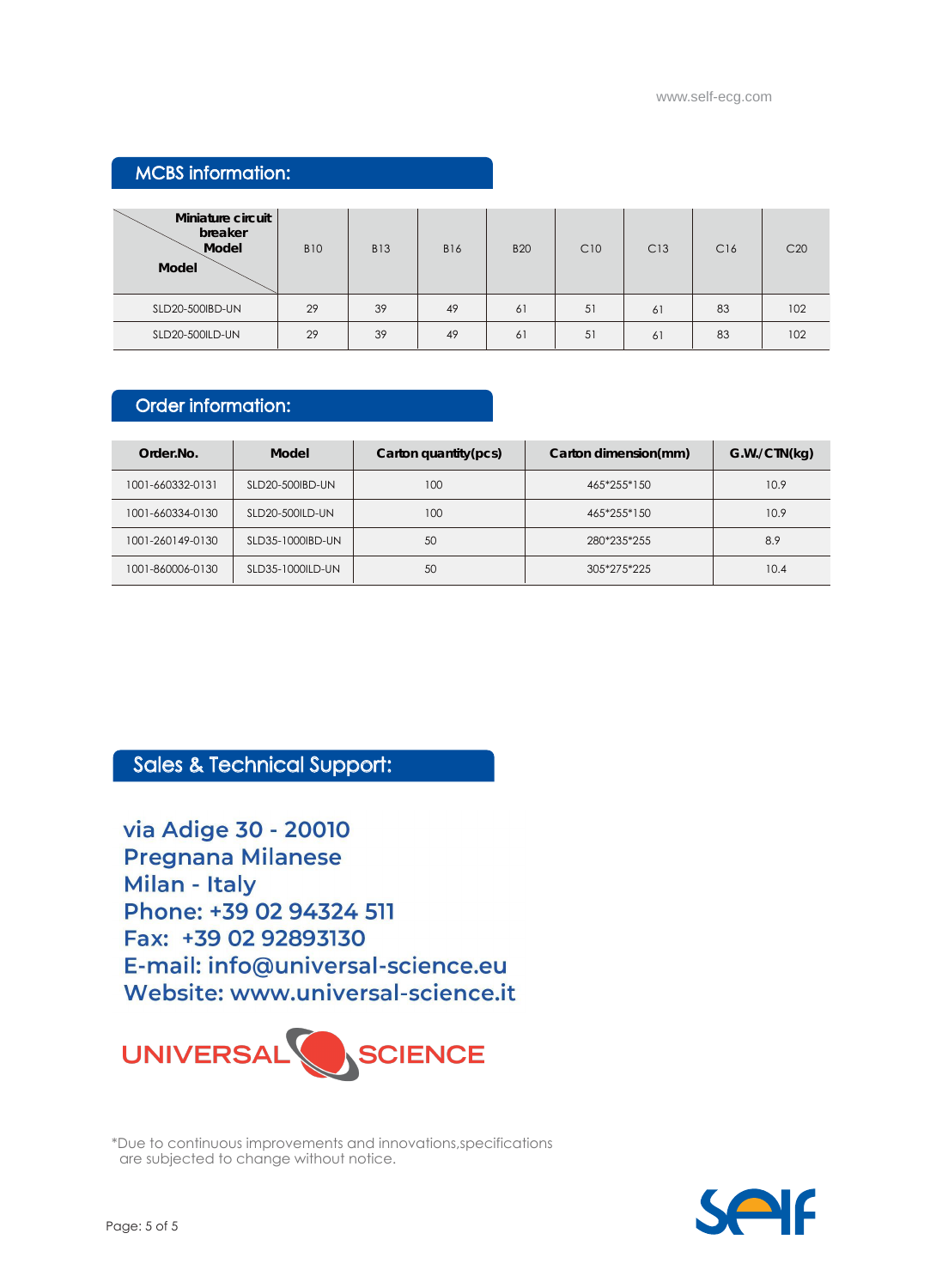## MCBS information:

| Miniature circuit breaker Model / Model | B10 | B13 | B16 | B20 | C10 | C13 | C16 | C20 |
|---|---|---|---|---|---|---|---|---|
| SLD20-500IBD-UN | 29 | 39 | 49 | 61 | 51 | 61 | 83 | 102 |
| SLD20-500ILD-UN | 29 | 39 | 49 | 61 | 51 | 61 | 83 | 102 |

## Order information:

| Order.No. | Model | Carton quantity(pcs) | Carton dimension(mm) | G.W./CTN(kg) |
|---|---|---|---|---|
| 1001-660332-0131 | SLD20-500IBD-UN | 100 | 465*255*150 | 10.9 |
| 1001-660334-0130 | SLD20-500ILD-UN | 100 | 465*255*150 | 10.9 |
| 1001-260149-0130 | SLD35-1000IBD-UN | 50 | 280*235*255 | 8.9 |
| 1001-860006-0130 | SLD35-1000ILD-UN | 50 | 305*275*225 | 10.4 |

## Sales & Technical Support:

via Adige 30 - 20010
Pregnana Milanese
Milan - Italy
Phone: +39 02 94324 511
Fax: +39 02 92893130
E-mail: info@universal-science.eu
Website: www.universal-science.it

UNIVERSAL SCIENCE

*Due to continuous improvements and innovations,specifications are subjected to change without notice.